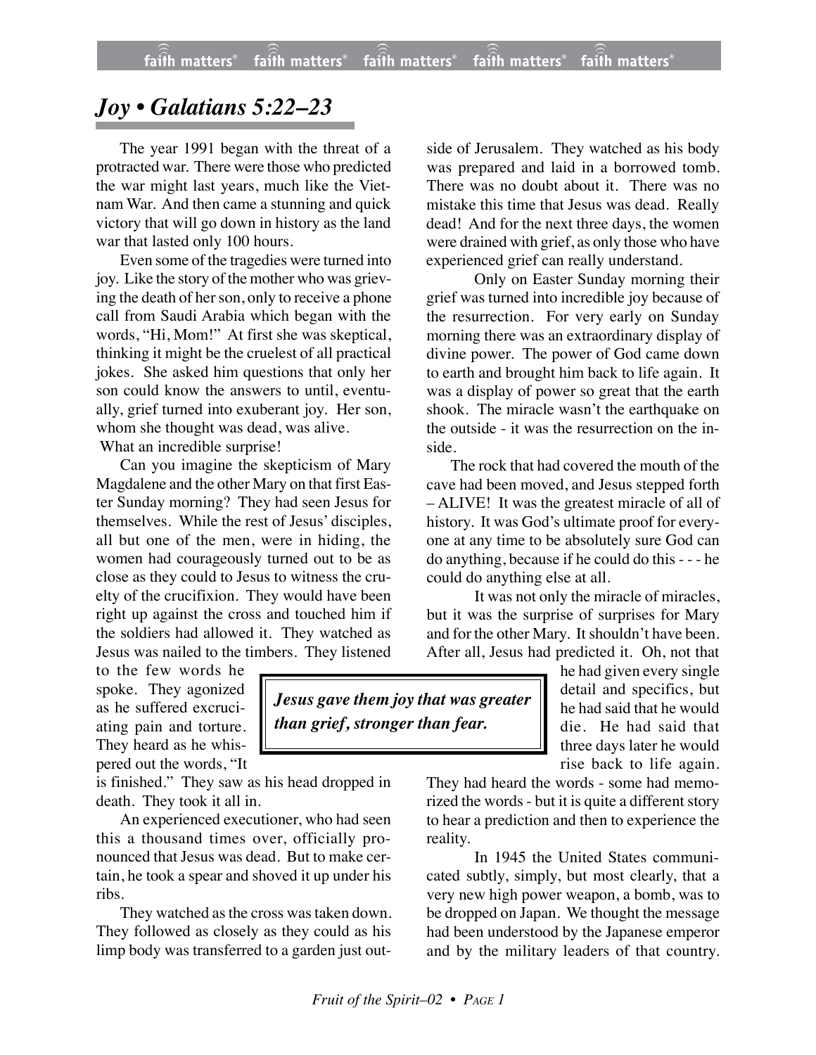# *Joy • Galatians 5:22–23*

The year 1991 began with the threat of a protracted war. There were those who predicted the war might last years, much like the Vietnam War. And then came a stunning and quick victory that will go down in history as the land war that lasted only 100 hours.

Even some of the tragedies were turned into joy. Like the story of the mother who was grieving the death of her son, only to receive a phone call from Saudi Arabia which began with the words, "Hi, Mom!" At first she was skeptical, thinking it might be the cruelest of all practical jokes. She asked him questions that only her son could know the answers to until, eventually, grief turned into exuberant joy. Her son, whom she thought was dead, was alive. What an incredible surprise!

Can you imagine the skepticism of Mary Magdalene and the other Mary on that first Easter Sunday morning? They had seen Jesus for themselves. While the rest of Jesus' disciples, all but one of the men, were in hiding, the women had courageously turned out to be as close as they could to Jesus to witness the cruelty of the crucifixion. They would have been right up against the cross and touched him if the soldiers had allowed it. They watched as Jesus was nailed to the timbers. They listened to the few words he spoke. They agonized as he suffered excruciating pain and torture. They heard as he whispered out the words, "It is finished." They saw as his head dropped in death. They took it all in.

An experienced executioner, who had seen this a thousand times over, officially pronounced that Jesus was dead. But to make certain, he took a spear and shoved it up under his ribs.

They watched as the cross was taken down. They followed as closely as they could as his limp body was transferred to a garden just outside of Jerusalem. They watched as his body was prepared and laid in a borrowed tomb. There was no doubt about it. There was no mistake this time that Jesus was dead. Really dead! And for the next three days, the women were drained with grief, as only those who have experienced grief can really understand.

Only on Easter Sunday morning their grief was turned into incredible joy because of the resurrection. For very early on Sunday morning there was an extraordinary display of divine power. The power of God came down to earth and brought him back to life again. It was a display of power so great that the earth shook. The miracle wasn't the earthquake on the outside - it was the resurrection on the inside.

The rock that had covered the mouth of the cave had been moved, and Jesus stepped forth – ALIVE! It was the greatest miracle of all of history. It was God's ultimate proof for everyone at any time to be absolutely sure God can do anything, because if he could do this - - - he could do anything else at all.

It was not only the miracle of miracles, but it was the surprise of surprises for Mary and for the other Mary. It shouldn't have been. After all, Jesus had predicted it. Oh, not that he had given every single detail and specifics, but he had said that he would die. He had said that three days later he would rise back to life again. They had heard the words - some had memorized the words - but it is quite a different story to hear a prediction and then to experience the reality.

> ***Jesus gave them joy that was greater than grief, stronger than fear.***

In 1945 the United States communicated subtly, simply, but most clearly, that a very new high power weapon, a bomb, was to be dropped on Japan. We thought the message had been understood by the Japanese emperor and by the military leaders of that country.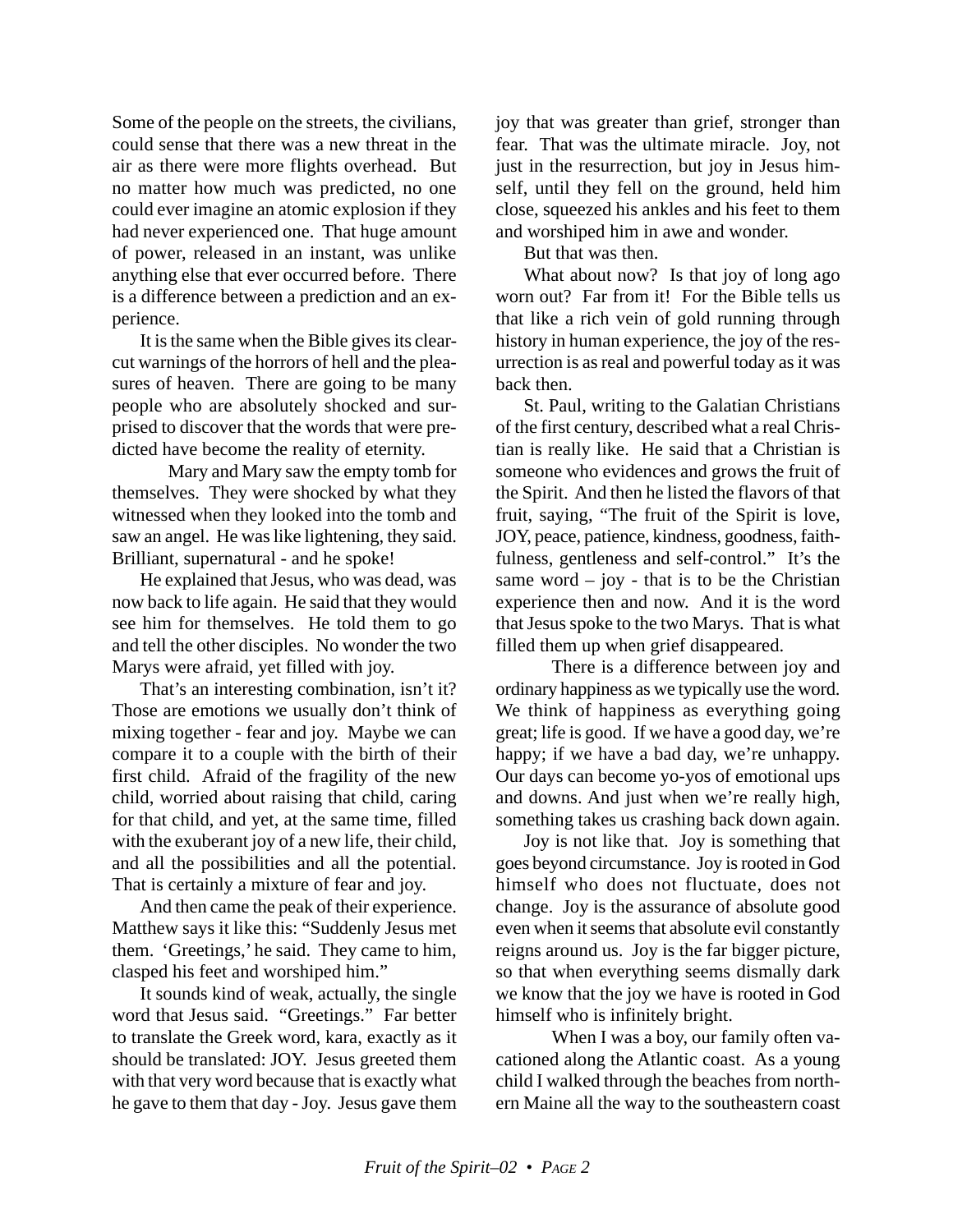Some of the people on the streets, the civilians, could sense that there was a new threat in the air as there were more flights overhead. But no matter how much was predicted, no one could ever imagine an atomic explosion if they had never experienced one. That huge amount of power, released in an instant, was unlike anything else that ever occurred before. There is a difference between a prediction and an experience.

It is the same when the Bible gives its clear-cut warnings of the horrors of hell and the pleasures of heaven. There are going to be many people who are absolutely shocked and surprised to discover that the words that were predicted have become the reality of eternity.

Mary and Mary saw the empty tomb for themselves. They were shocked by what they witnessed when they looked into the tomb and saw an angel. He was like lightening, they said. Brilliant, supernatural - and he spoke!

He explained that Jesus, who was dead, was now back to life again. He said that they would see him for themselves. He told them to go and tell the other disciples. No wonder the two Marys were afraid, yet filled with joy.

That's an interesting combination, isn't it? Those are emotions we usually don't think of mixing together - fear and joy. Maybe we can compare it to a couple with the birth of their first child. Afraid of the fragility of the new child, worried about raising that child, caring for that child, and yet, at the same time, filled with the exuberant joy of a new life, their child, and all the possibilities and all the potential. That is certainly a mixture of fear and joy.

And then came the peak of their experience. Matthew says it like this: "Suddenly Jesus met them. 'Greetings,' he said. They came to him, clasped his feet and worshiped him."

It sounds kind of weak, actually, the single word that Jesus said. "Greetings." Far better to translate the Greek word, kara, exactly as it should be translated: JOY. Jesus greeted them with that very word because that is exactly what he gave to them that day - Joy. Jesus gave them joy that was greater than grief, stronger than fear. That was the ultimate miracle. Joy, not just in the resurrection, but joy in Jesus himself, until they fell on the ground, held him close, squeezed his ankles and his feet to them and worshiped him in awe and wonder.

But that was then.

What about now? Is that joy of long ago worn out? Far from it! For the Bible tells us that like a rich vein of gold running through history in human experience, the joy of the resurrection is as real and powerful today as it was back then.

St. Paul, writing to the Galatian Christians of the first century, described what a real Christian is really like. He said that a Christian is someone who evidences and grows the fruit of the Spirit. And then he listed the flavors of that fruit, saying, "The fruit of the Spirit is love, JOY, peace, patience, kindness, goodness, faithfulness, gentleness and self-control." It's the same word – joy - that is to be the Christian experience then and now. And it is the word that Jesus spoke to the two Marys. That is what filled them up when grief disappeared.

There is a difference between joy and ordinary happiness as we typically use the word. We think of happiness as everything going great; life is good. If we have a good day, we're happy; if we have a bad day, we're unhappy. Our days can become yo-yos of emotional ups and downs. And just when we're really high, something takes us crashing back down again.

Joy is not like that. Joy is something that goes beyond circumstance. Joy is rooted in God himself who does not fluctuate, does not change. Joy is the assurance of absolute good even when it seems that absolute evil constantly reigns around us. Joy is the far bigger picture, so that when everything seems dismally dark we know that the joy we have is rooted in God himself who is infinitely bright.

When I was a boy, our family often vacationed along the Atlantic coast. As a young child I walked through the beaches from northern Maine all the way to the southeastern coast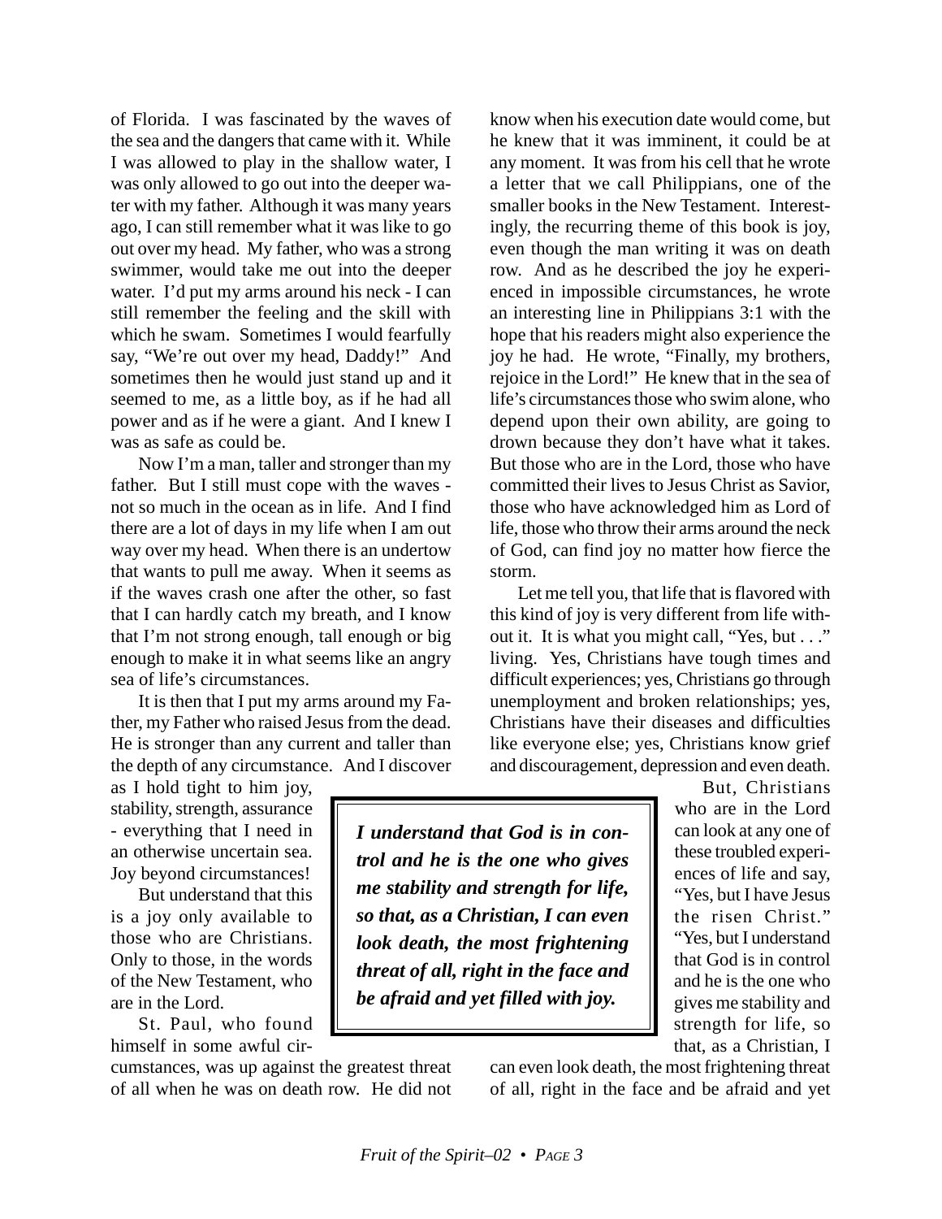of Florida. I was fascinated by the waves of the sea and the dangers that came with it. While I was allowed to play in the shallow water, I was only allowed to go out into the deeper water with my father. Although it was many years ago, I can still remember what it was like to go out over my head. My father, who was a strong swimmer, would take me out into the deeper water. I'd put my arms around his neck - I can still remember the feeling and the skill with which he swam. Sometimes I would fearfully say, "We're out over my head, Daddy!" And sometimes then he would just stand up and it seemed to me, as a little boy, as if he had all power and as if he were a giant. And I knew I was as safe as could be.

Now I'm a man, taller and stronger than my father. But I still must cope with the waves - not so much in the ocean as in life. And I find there are a lot of days in my life when I am out way over my head. When there is an undertow that wants to pull me away. When it seems as if the waves crash one after the other, so fast that I can hardly catch my breath, and I know that I'm not strong enough, tall enough or big enough to make it in what seems like an angry sea of life's circumstances.

It is then that I put my arms around my Father, my Father who raised Jesus from the dead. He is stronger than any current and taller than the depth of any circumstance. And I discover as I hold tight to him joy, stability, strength, assurance - everything that I need in an otherwise uncertain sea. Joy beyond circumstances!

But understand that this is a joy only available to those who are Christians. Only to those, in the words of the New Testament, who are in the Lord.

St. Paul, who found himself in some awful circumstances, was up against the greatest threat of all when he was on death row. He did not know when his execution date would come, but he knew that it was imminent, it could be at any moment. It was from his cell that he wrote a letter that we call Philippians, one of the smaller books in the New Testament. Interestingly, the recurring theme of this book is joy, even though the man writing it was on death row. And as he described the joy he experienced in impossible circumstances, he wrote an interesting line in Philippians 3:1 with the hope that his readers might also experience the joy he had. He wrote, "Finally, my brothers, rejoice in the Lord!" He knew that in the sea of life's circumstances those who swim alone, who depend upon their own ability, are going to drown because they don't have what it takes. But those who are in the Lord, those who have committed their lives to Jesus Christ as Savior, those who have acknowledged him as Lord of life, those who throw their arms around the neck of God, can find joy no matter how fierce the storm.

Let me tell you, that life that is flavored with this kind of joy is very different from life without it. It is what you might call, "Yes, but . . ." living. Yes, Christians have tough times and difficult experiences; yes, Christians go through unemployment and broken relationships; yes, Christians have their diseases and difficulties like everyone else; yes, Christians know grief and discouragement, depression and even death.

> ***I understand that God is in control and he is the one who gives me stability and strength for life, so that, as a Christian, I can even look death, the most frightening threat of all, right in the face and be afraid and yet filled with joy.***

But, Christians who are in the Lord can look at any one of these troubled experiences of life and say, "Yes, but I have Jesus the risen Christ." "Yes, but I understand that God is in control and he is the one who gives me stability and strength for life, so that, as a Christian, I can even look death, the most frightening threat of all, right in the face and be afraid and yet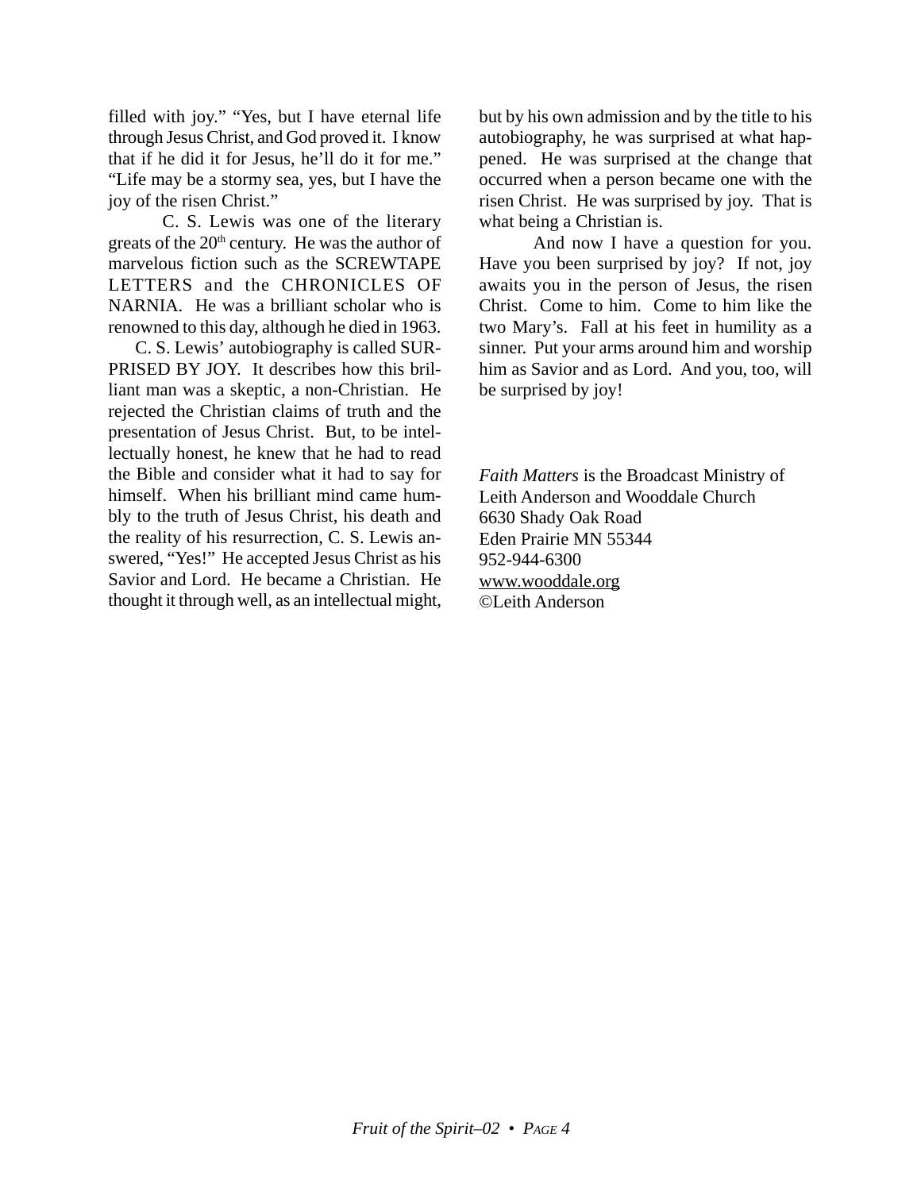filled with joy." "Yes, but I have eternal life through Jesus Christ, and God proved it. I know that if he did it for Jesus, he'll do it for me." "Life may be a stormy sea, yes, but I have the joy of the risen Christ."

C. S. Lewis was one of the literary greats of the 20th century. He was the author of marvelous fiction such as the SCREWTAPE LETTERS and the CHRONICLES OF NARNIA. He was a brilliant scholar who is renowned to this day, although he died in 1963.

C. S. Lewis' autobiography is called SURPRISED BY JOY. It describes how this brilliant man was a skeptic, a non-Christian. He rejected the Christian claims of truth and the presentation of Jesus Christ. But, to be intellectually honest, he knew that he had to read the Bible and consider what it had to say for himself. When his brilliant mind came humbly to the truth of Jesus Christ, his death and the reality of his resurrection, C. S. Lewis answered, "Yes!" He accepted Jesus Christ as his Savior and Lord. He became a Christian. He thought it through well, as an intellectual might, but by his own admission and by the title to his autobiography, he was surprised at what happened. He was surprised at the change that occurred when a person became one with the risen Christ. He was surprised by joy. That is what being a Christian is.

And now I have a question for you. Have you been surprised by joy? If not, joy awaits you in the person of Jesus, the risen Christ. Come to him. Come to him like the two Mary's. Fall at his feet in humility as a sinner. Put your arms around him and worship him as Savior and as Lord. And you, too, will be surprised by joy!

*Faith Matters* is the Broadcast Ministry of
Leith Anderson and Wooddale Church
6630 Shady Oak Road
Eden Prairie MN 55344
952-944-6300
www.wooddale.org
©Leith Anderson